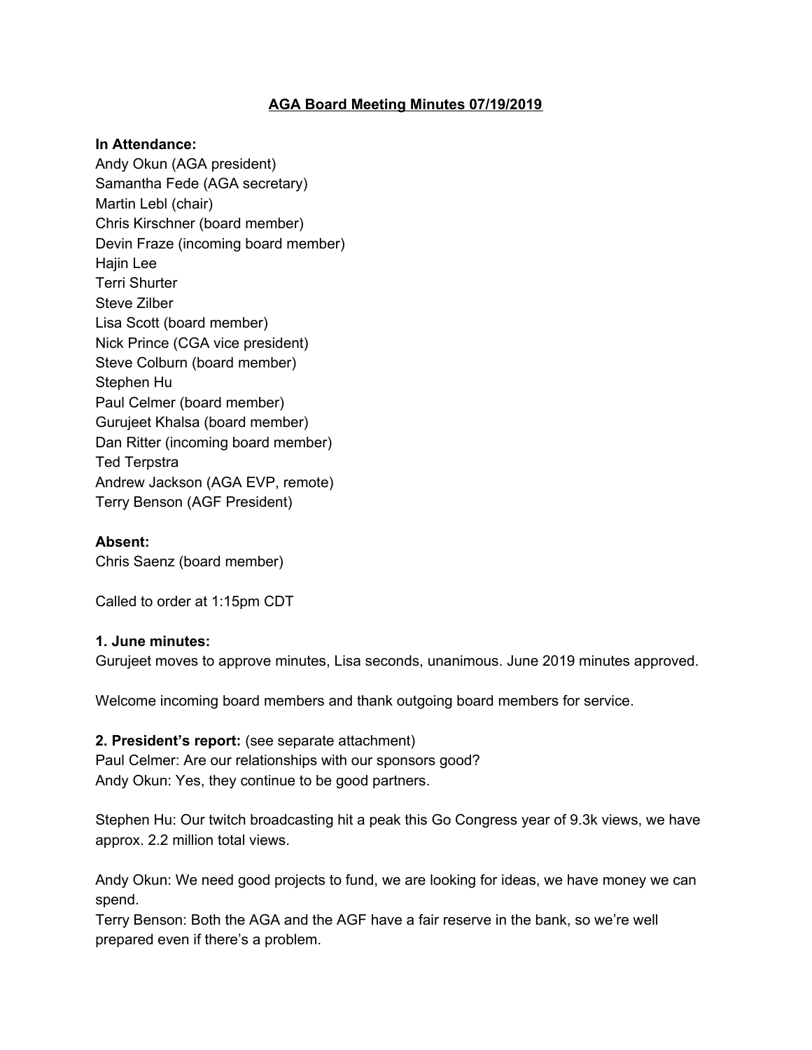# AGA Board Meeting Minutes 07/19/2019

**In Attendance:**
Andy Okun (AGA president)
Samantha Fede (AGA secretary)
Martin Lebl (chair)
Chris Kirschner (board member)
Devin Fraze (incoming board member)
Hajin Lee
Terri Shurter
Steve Zilber
Lisa Scott (board member)
Nick Prince (CGA vice president)
Steve Colburn (board member)
Stephen Hu
Paul Celmer (board member)
Gurujeet Khalsa (board member)
Dan Ritter (incoming board member)
Ted Terpstra
Andrew Jackson (AGA EVP, remote)
Terry Benson (AGF President)

**Absent:**
Chris Saenz (board member)

Called to order at 1:15pm CDT

**1. June minutes:**
Gurujeet moves to approve minutes, Lisa seconds, unanimous. June 2019 minutes approved.

Welcome incoming board members and thank outgoing board members for service.

**2. President's report:** (see separate attachment)
Paul Celmer: Are our relationships with our sponsors good?
Andy Okun: Yes, they continue to be good partners.

Stephen Hu: Our twitch broadcasting hit a peak this Go Congress year of 9.3k views, we have approx. 2.2 million total views.

Andy Okun: We need good projects to fund, we are looking for ideas, we have money we can spend.
Terry Benson: Both the AGA and the AGF have a fair reserve in the bank, so we're well prepared even if there's a problem.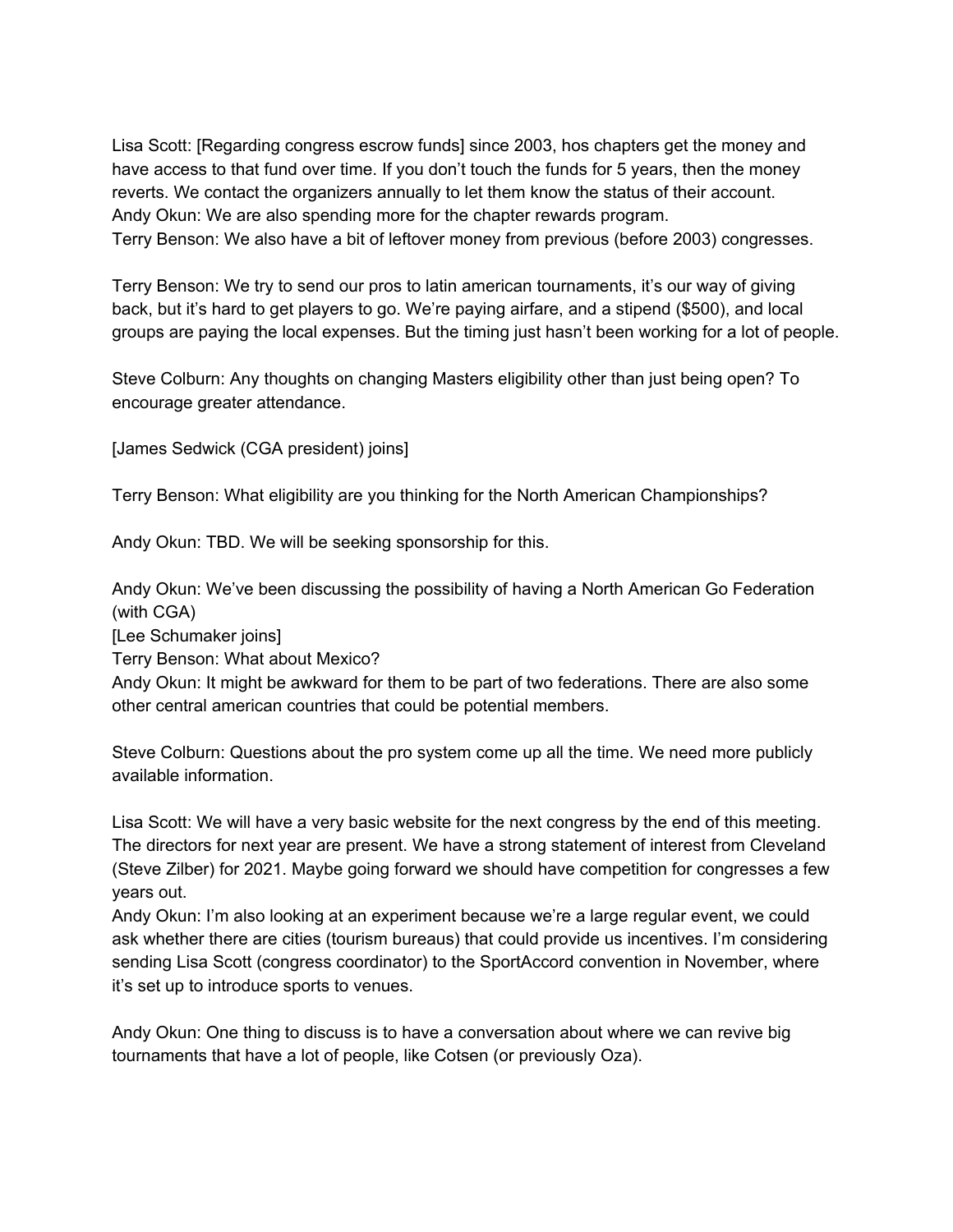Lisa Scott: [Regarding congress escrow funds] since 2003, hos chapters get the money and have access to that fund over time. If you don't touch the funds for 5 years, then the money reverts. We contact the organizers annually to let them know the status of their account.
Andy Okun: We are also spending more for the chapter rewards program.
Terry Benson: We also have a bit of leftover money from previous (before 2003) congresses.

Terry Benson: We try to send our pros to latin american tournaments, it's our way of giving back, but it's hard to get players to go. We're paying airfare, and a stipend ($500), and local groups are paying the local expenses. But the timing just hasn't been working for a lot of people.

Steve Colburn: Any thoughts on changing Masters eligibility other than just being open? To encourage greater attendance.

[James Sedwick (CGA president) joins]

Terry Benson: What eligibility are you thinking for the North American Championships?

Andy Okun: TBD. We will be seeking sponsorship for this.

Andy Okun: We've been discussing the possibility of having a North American Go Federation (with CGA)
[Lee Schumaker joins]
Terry Benson: What about Mexico?
Andy Okun: It might be awkward for them to be part of two federations. There are also some other central american countries that could be potential members.

Steve Colburn: Questions about the pro system come up all the time. We need more publicly available information.

Lisa Scott: We will have a very basic website for the next congress by the end of this meeting. The directors for next year are present. We have a strong statement of interest from Cleveland (Steve Zilber) for 2021. Maybe going forward we should have competition for congresses a few years out.
Andy Okun: I'm also looking at an experiment because we're a large regular event, we could ask whether there are cities (tourism bureaus) that could provide us incentives. I'm considering sending Lisa Scott (congress coordinator) to the SportAccord convention in November, where it's set up to introduce sports to venues.

Andy Okun: One thing to discuss is to have a conversation about where we can revive big tournaments that have a lot of people, like Cotsen (or previously Oza).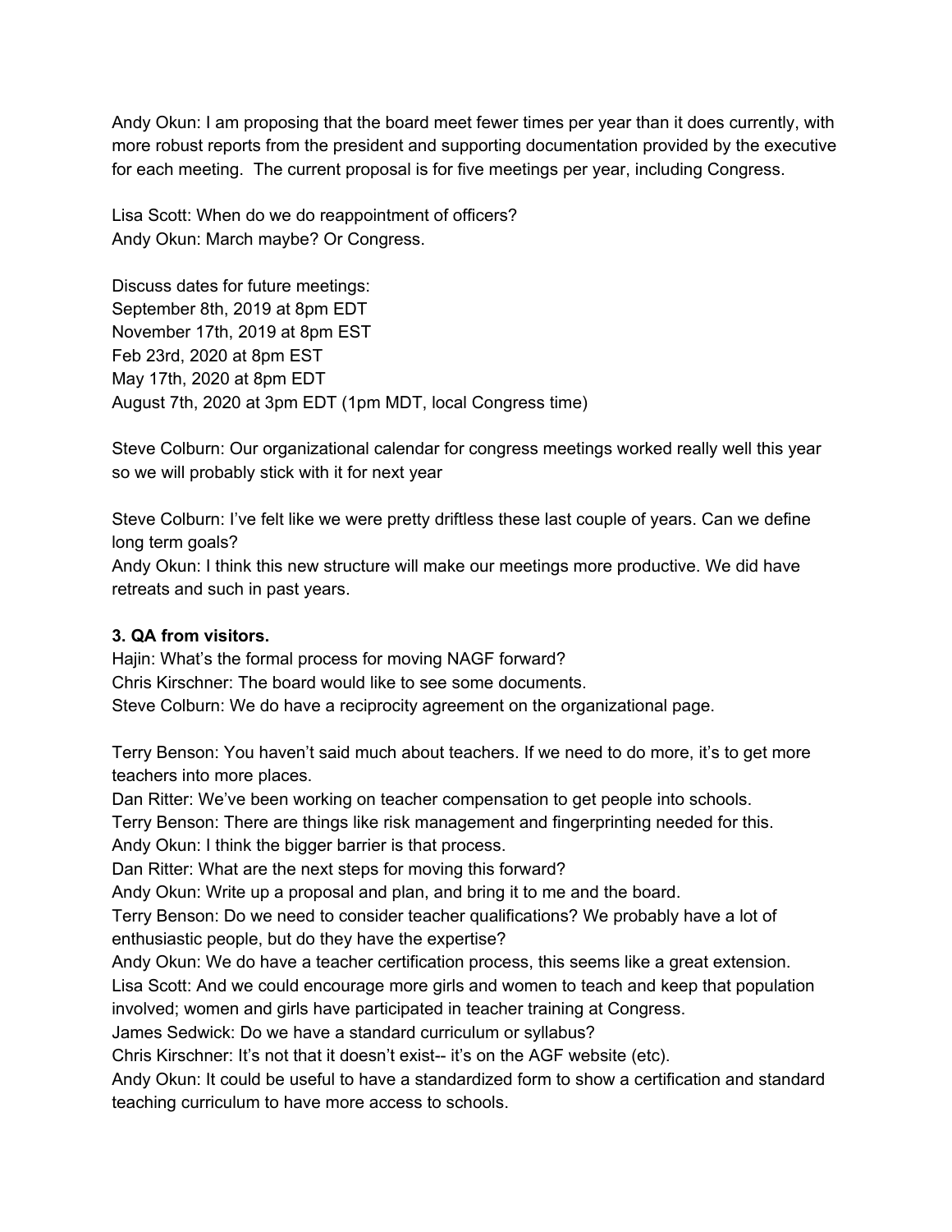Andy Okun: I am proposing that the board meet fewer times per year than it does currently, with more robust reports from the president and supporting documentation provided by the executive for each meeting. The current proposal is for five meetings per year, including Congress.

Lisa Scott: When do we do reappointment of officers?
Andy Okun: March maybe? Or Congress.

Discuss dates for future meetings:
September 8th, 2019 at 8pm EDT
November 17th, 2019 at 8pm EST
Feb 23rd, 2020 at 8pm EST
May 17th, 2020 at 8pm EDT
August 7th, 2020 at 3pm EDT (1pm MDT, local Congress time)

Steve Colburn: Our organizational calendar for congress meetings worked really well this year so we will probably stick with it for next year

Steve Colburn: I've felt like we were pretty driftless these last couple of years. Can we define long term goals?
Andy Okun: I think this new structure will make our meetings more productive. We did have retreats and such in past years.

**3. QA from visitors.**
Hajin: What's the formal process for moving NAGF forward?
Chris Kirschner: The board would like to see some documents.
Steve Colburn: We do have a reciprocity agreement on the organizational page.

Terry Benson: You haven't said much about teachers. If we need to do more, it's to get more teachers into more places.
Dan Ritter: We've been working on teacher compensation to get people into schools.
Terry Benson: There are things like risk management and fingerprinting needed for this.
Andy Okun: I think the bigger barrier is that process.
Dan Ritter: What are the next steps for moving this forward?
Andy Okun: Write up a proposal and plan, and bring it to me and the board.
Terry Benson: Do we need to consider teacher qualifications? We probably have a lot of enthusiastic people, but do they have the expertise?
Andy Okun: We do have a teacher certification process, this seems like a great extension.
Lisa Scott: And we could encourage more girls and women to teach and keep that population involved; women and girls have participated in teacher training at Congress.
James Sedwick: Do we have a standard curriculum or syllabus?
Chris Kirschner: It's not that it doesn't exist-- it's on the AGF website (etc).
Andy Okun: It could be useful to have a standardized form to show a certification and standard teaching curriculum to have more access to schools.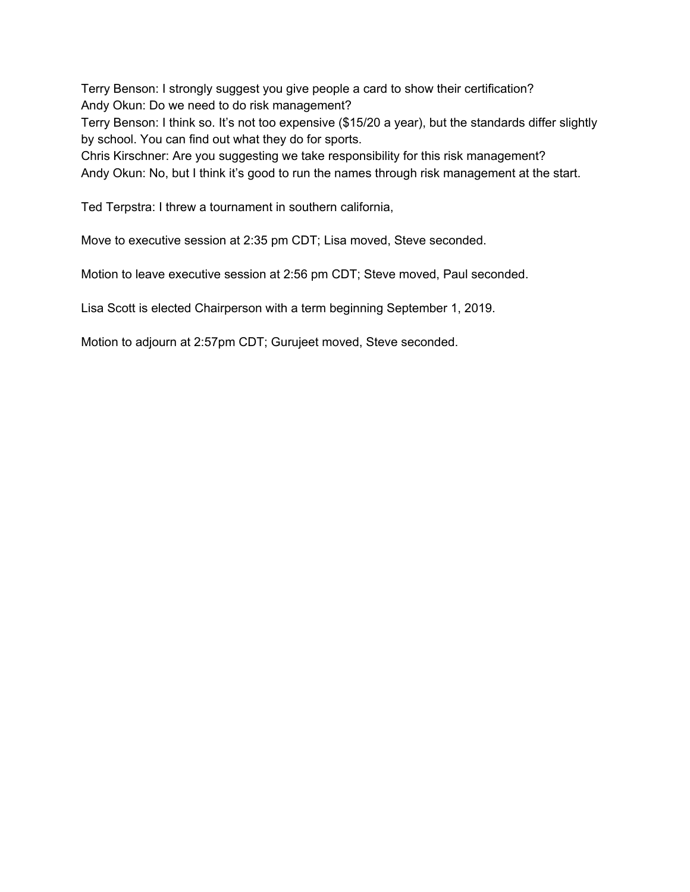Terry Benson: I strongly suggest you give people a card to show their certification?
Andy Okun: Do we need to do risk management?
Terry Benson: I think so. It's not too expensive ($15/20 a year), but the standards differ slightly by school. You can find out what they do for sports.
Chris Kirschner: Are you suggesting we take responsibility for this risk management?
Andy Okun: No, but I think it's good to run the names through risk management at the start.

Ted Terpstra: I threw a tournament in southern california,

Move to executive session at 2:35 pm CDT; Lisa moved, Steve seconded.

Motion to leave executive session at 2:56 pm CDT; Steve moved, Paul seconded.

Lisa Scott is elected Chairperson with a term beginning September 1, 2019.

Motion to adjourn at 2:57pm CDT; Gurujeet moved, Steve seconded.